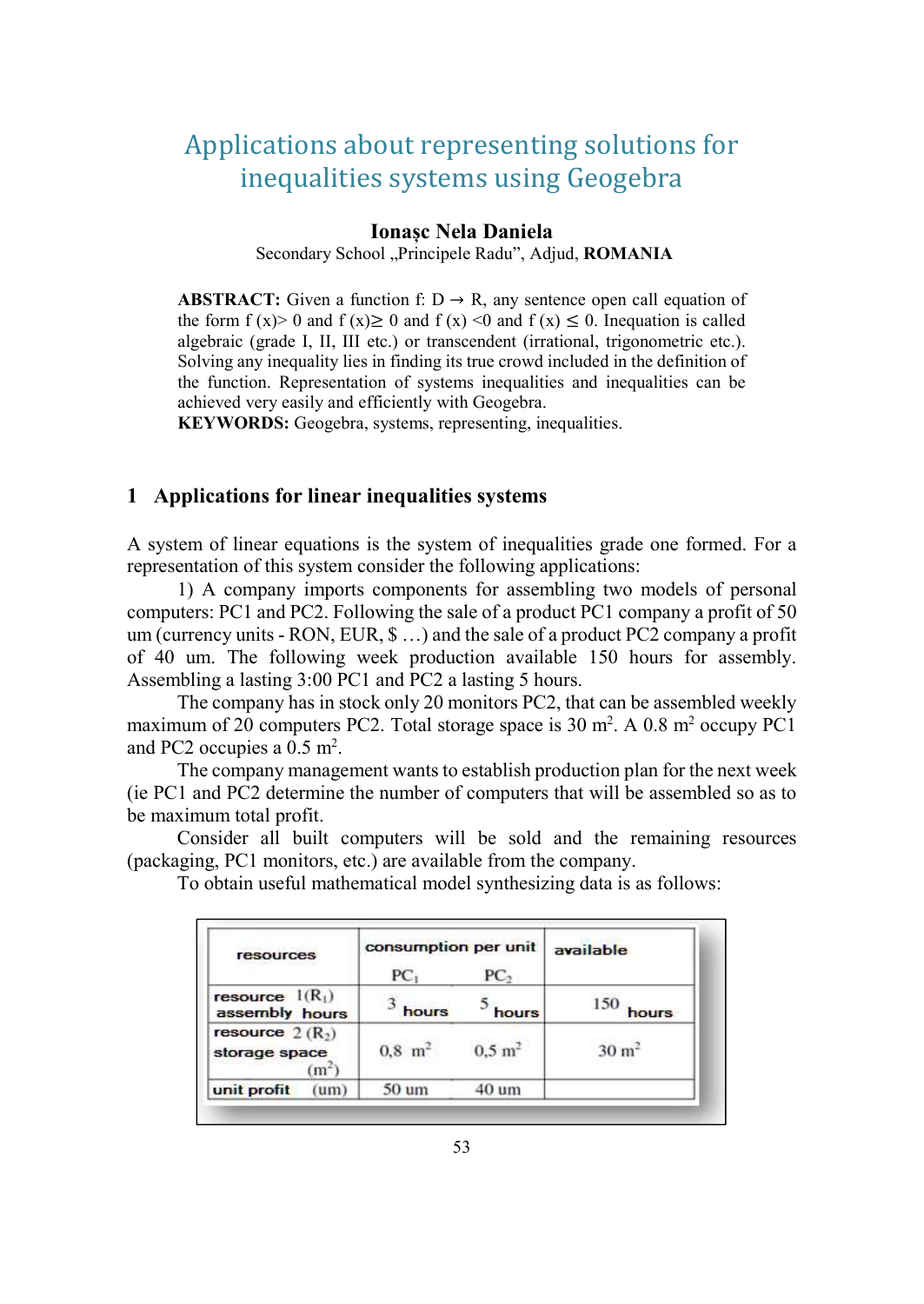# Applications about representing solutions for inequalities systems using Geogebra

**Ionașc Nela Daniela**

Secondary School „Principele Radu”, Adjud, **ROMANIA**

**ABSTRACT:** Given a function f: D → R, any sentence open call equation of the form $f(x) > 0$ and $f(x) \geq 0$ and $f(x) < 0$ and $f(x) \leq 0$. Inequation is called algebraic (grade I, II, III etc.) or transcendent (irrational, trigonometric etc.). Solving any inequality lies in finding its true crowd included in the definition of the function. Representation of systems inequalities and inequalities can be achieved very easily and efficiently with Geogebra.

**KEYWORDS:** Geogebra, systems, representing, inequalities.

## 1 Applications for linear inequalities systems

A system of linear equations is the system of inequalities grade one formed. For a representation of this system consider the following applications:

1) A company imports components for assembling two models of personal computers: PC1 and PC2. Following the sale of a product PC1 company a profit of 50 um (currency units - RON, EUR, $ …) and the sale of a product PC2 company a profit of 40 um. The following week production available 150 hours for assembly. Assembling a lasting 3:00 PC1 and PC2 a lasting 5 hours.

The company has in stock only 20 monitors PC2, that can be assembled weekly maximum of 20 computers PC2. Total storage space is 30 $m^2$. A 0.8 $m^2$ occupy PC1 and PC2 occupies a 0.5 $m^2$.

The company management wants to establish production plan for the next week (ie PC1 and PC2 determine the number of computers that will be assembled so as to be maximum total profit.

Consider all built computers will be sold and the remaining resources (packaging, PC1 monitors, etc.) are available from the company.

To obtain useful mathematical model synthesizing data is as follows:

| resources | consumption per unit | | available |
|---|---|---|---|
| | $PC_1$ | $PC_2$ | |
| resource 1($R_1$) assembly hours | 3 hours | 5 hours | 150 hours |
| resource 2 ($R_2$) storage space ($m^2$) | 0,8 $m^2$ | 0,5 $m^2$ | 30 $m^2$ |
| unit profit (um) | 50 um | 40 um | |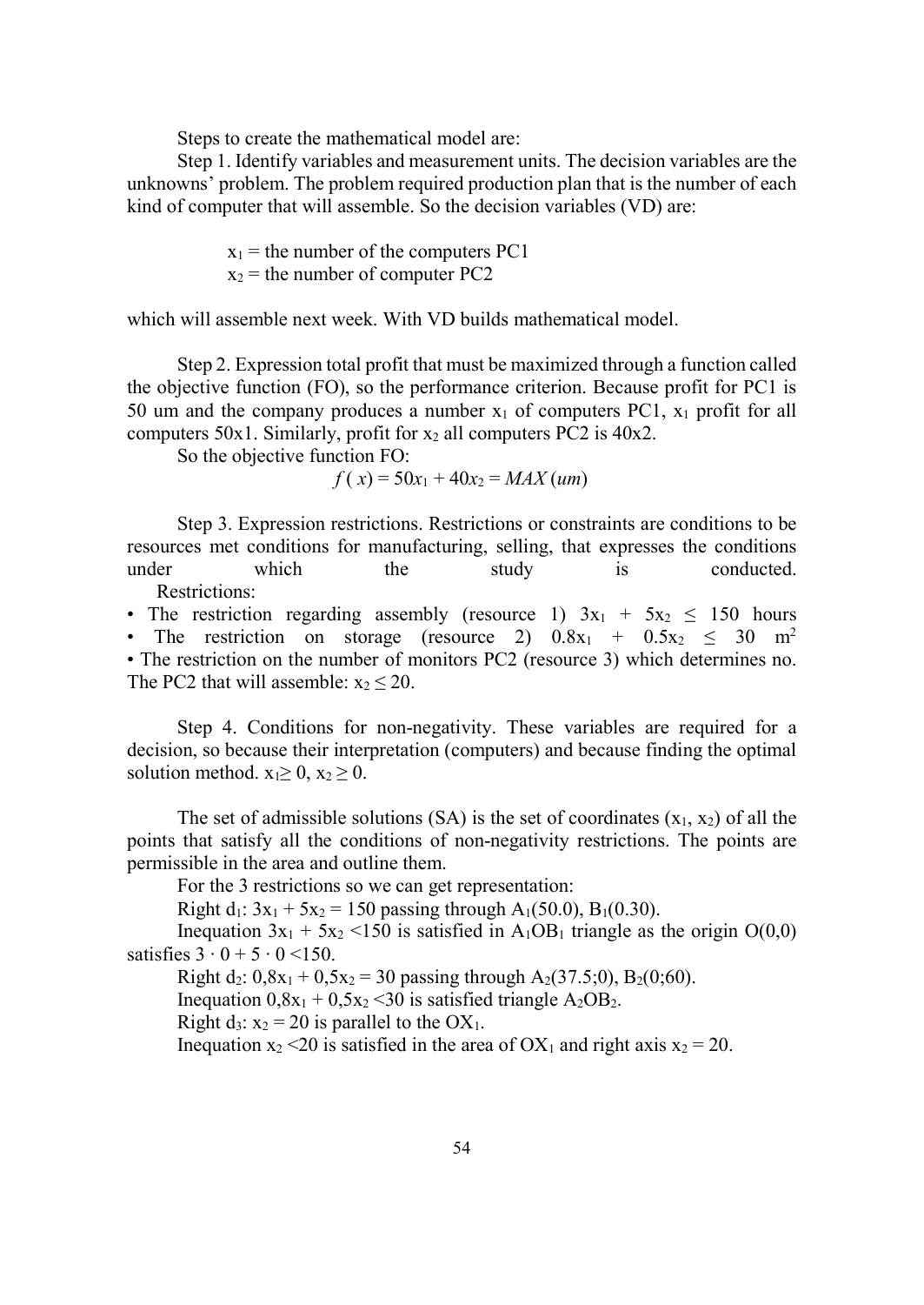Steps to create the mathematical model are:

Step 1. Identify variables and measurement units. The decision variables are the unknowns' problem. The problem required production plan that is the number of each kind of computer that will assemble. So the decision variables (VD) are:

$x_1$ = the number of the computers PC1
$x_2$ = the number of computer PC2

which will assemble next week. With VD builds mathematical model.

Step 2. Expression total profit that must be maximized through a function called the objective function (FO), so the performance criterion. Because profit for PC1 is 50 um and the company produces a number $x_1$ of computers PC1, $x_1$ profit for all computers 50x1. Similarly, profit for $x_2$ all computers PC2 is 40x2.

So the objective function FO:

$$f(x) = 50x_1 + 40x_2 = MAX\,(um)$$

Step 3. Expression restrictions. Restrictions or constraints are conditions to be resources met conditions for manufacturing, selling, that expresses the conditions under which the study is conducted.

Restrictions:

- The restriction regarding assembly (resource 1) $3x_1 + 5x_2 \leq 150$ hours
- The restriction on storage (resource 2) $0.8x_1 + 0.5x_2 \leq 30$ $m^2$
- The restriction on the number of monitors PC2 (resource 3) which determines no. The PC2 that will assemble: $x_2 \leq 20$.

Step 4. Conditions for non-negativity. These variables are required for a decision, so because their interpretation (computers) and because finding the optimal solution method. $x_1 \geq 0$, $x_2 \geq 0$.

The set of admissible solutions (SA) is the set of coordinates ($x_1$, $x_2$) of all the points that satisfy all the conditions of non-negativity restrictions. The points are permissible in the area and outline them.

For the 3 restrictions so we can get representation:

Right $d_1$: $3x_1 + 5x_2 = 150$ passing through $A_1(50.0)$, $B_1(0.30)$.

Inequation $3x_1 + 5x_2 < 150$ is satisfied in $A_1OB_1$ triangle as the origin $O(0,0)$ satisfies $3 \cdot 0 + 5 \cdot 0 < 150$.

Right $d_2$: $0,8x_1 + 0,5x_2 = 30$ passing through $A_2(37.5;0)$, $B_2(0;60)$.

Inequation $0,8x_1 + 0,5x_2 < 30$ is satisfied triangle $A_2OB_2$.

Right $d_3$: $x_2 = 20$ is parallel to the $OX_1$.

Inequation $x_2 < 20$ is satisfied in the area of $OX_1$ and right axis $x_2 = 20$.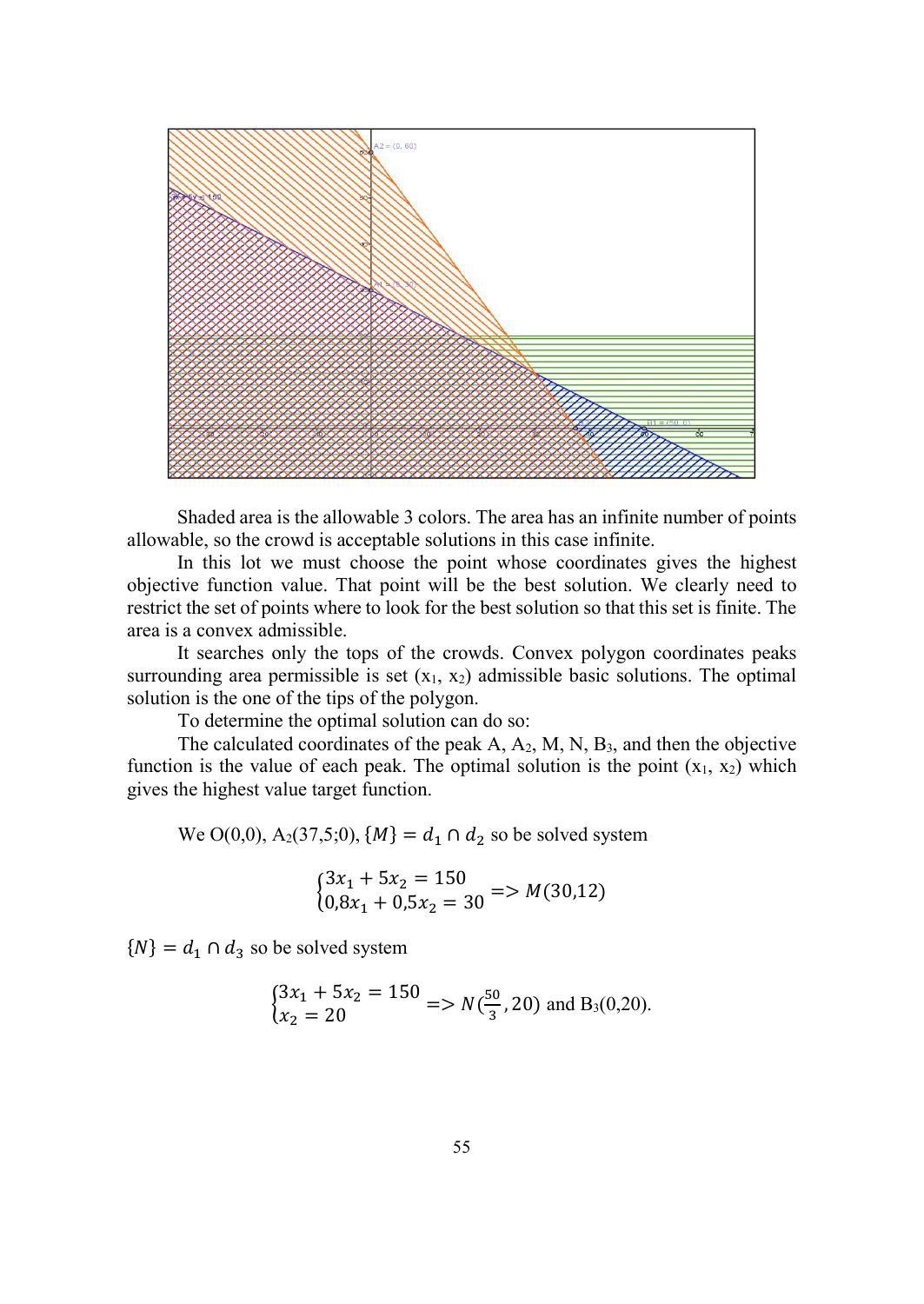Shaded area is the allowable 3 colors. The area has an infinite number of points allowable, so the crowd is acceptable solutions in this case infinite.

In this lot we must choose the point whose coordinates gives the highest objective function value. That point will be the best solution. We clearly need to restrict the set of points where to look for the best solution so that this set is finite. The area is a convex admissible.

It searches only the tops of the crowds. Convex polygon coordinates peaks surrounding area permissible is set ($x_1$, $x_2$) admissible basic solutions. The optimal solution is the one of the tips of the polygon.

To determine the optimal solution can do so:

The calculated coordinates of the peak A, $A_2$, M, N, $B_3$, and then the objective function is the value of each peak. The optimal solution is the point ($x_1$, $x_2$) which gives the highest value target function.

We O(0,0), $A_2$(37,5;0), $\{M\} = d_1 \cap d_2$ so be solved system

$$\begin{cases} 3x_1 + 5x_2 = 150 \\ 0{,}8x_1 + 0{,}5x_2 = 30 \end{cases} => M(30{,}12)$$

$\{N\} = d_1 \cap d_3$ so be solved system

$$\begin{cases} 3x_1 + 5x_2 = 150 \\ x_2 = 20 \end{cases} => N\left(\frac{50}{3}, 20\right) \text{ and } B_3(0{,}20).$$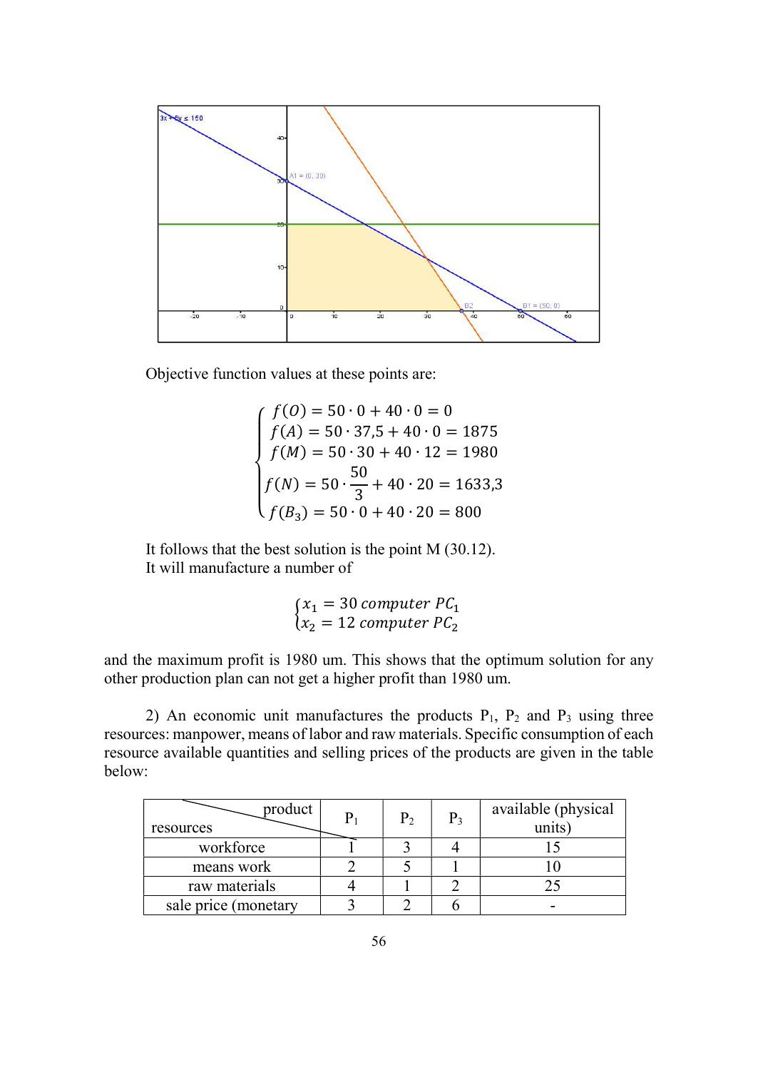Objective function values at these points are:

$$
\begin{cases}
f(O) = 50 \cdot 0 + 40 \cdot 0 = 0 \\
f(A) = 50 \cdot 37{,}5 + 40 \cdot 0 = 1875 \\
f(M) = 50 \cdot 30 + 40 \cdot 12 = 1980 \\
f(N) = 50 \cdot \dfrac{50}{3} + 40 \cdot 20 = 1633{,}3 \\
f(B_3) = 50 \cdot 0 + 40 \cdot 20 = 800
\end{cases}
$$

It follows that the best solution is the point M (30.12).
It will manufacture a number of

$$
\begin{cases}
x_1 = 30 \; computer \; PC_1 \\
x_2 = 12 \; computer \; PC_2
\end{cases}
$$

and the maximum profit is 1980 um. This shows that the optimum solution for any other production plan can not get a higher profit than 1980 um.

2) An economic unit manufactures the products $P_1$, $P_2$ and $P_3$ using three resources: manpower, means of labor and raw materials. Specific consumption of each resource available quantities and selling prices of the products are given in the table below:

| resources \ product | $P_1$ | $P_2$ | $P_3$ | available (physical units) |
|---|---|---|---|---|
| workforce | 1 | 3 | 4 | 15 |
| means work | 2 | 5 | 1 | 10 |
| raw materials | 4 | 1 | 2 | 25 |
| sale price (monetary | 3 | 2 | 6 | - |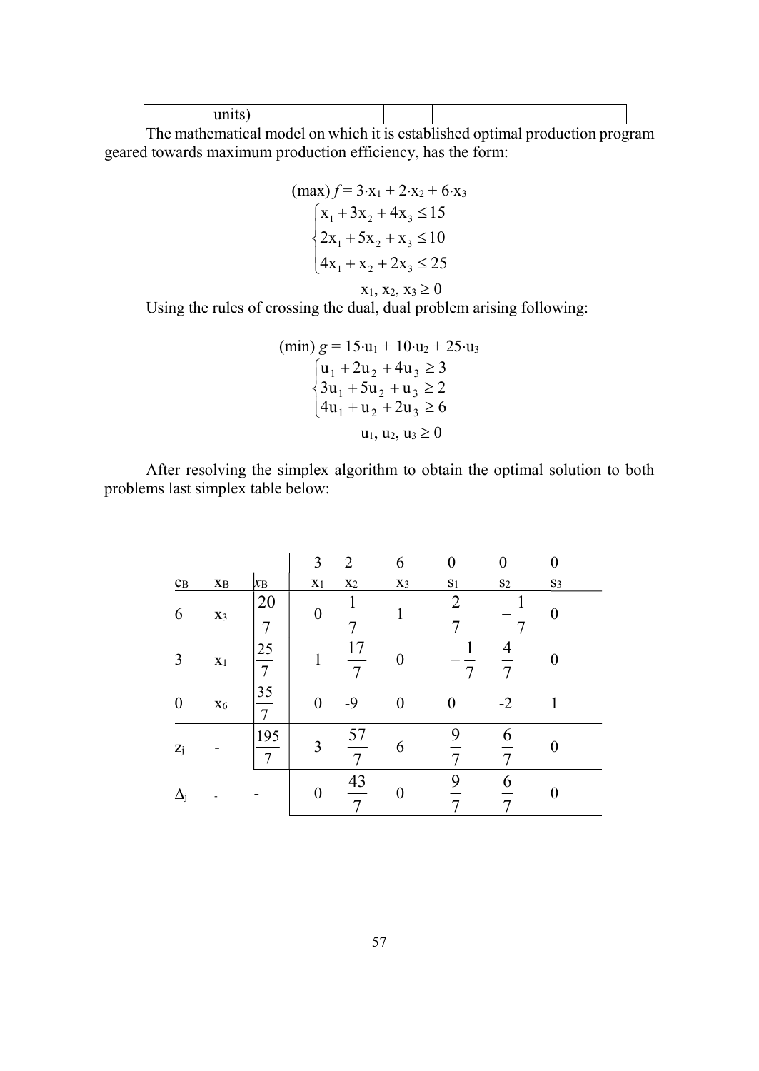| units) | | | | |
|---|---|---|---|---|

The mathematical model on which it is established optimal production program geared towards maximum production efficiency, has the form:

$$(\max) f = 3 \cdot x_1 + 2 \cdot x_2 + 6 \cdot x_3$$

$$\begin{cases} x_1 + 3x_2 + 4x_3 \leq 15 \\ 2x_1 + 5x_2 + x_3 \leq 10 \\ 4x_1 + x_2 + 2x_3 \leq 25 \end{cases}$$

$$x_1, x_2, x_3 \geq 0$$

Using the rules of crossing the dual, dual problem arising following:

$$(\min) g = 15 \cdot u_1 + 10 \cdot u_2 + 25 \cdot u_3$$

$$\begin{cases} u_1 + 2u_2 + 4u_3 \geq 3 \\ 3u_1 + 5u_2 + u_3 \geq 2 \\ 4u_1 + u_2 + 2u_3 \geq 6 \end{cases}$$

$$u_1, u_2, u_3 \geq 0$$

After resolving the simplex algorithm to obtain the optimal solution to both problems last simplex table below:

| | | | 3 | 2 | 6 | 0 | 0 | 0 |
|---|---|---|---|---|---|---|---|---|
| $c_B$ | $x_B$ | $x_B$ | $x_1$ | $x_2$ | $x_3$ | $s_1$ | $s_2$ | $s_3$ |
| 6 | $x_3$ | $\frac{20}{7}$ | 0 | $\frac{1}{7}$ | 1 | $\frac{2}{7}$ | $-\frac{1}{7}$ | 0 |
| 3 | $x_1$ | $\frac{25}{7}$ | 1 | $\frac{17}{7}$ | 0 | $-\frac{1}{7}$ | $\frac{4}{7}$ | 0 |
| 0 | $x_6$ | $\frac{35}{7}$ | 0 | -9 | 0 | 0 | -2 | 1 |
| $z_j$ | - | $\frac{195}{7}$ | 3 | $\frac{57}{7}$ | 6 | $\frac{9}{7}$ | $\frac{6}{7}$ | 0 |
| $\Delta_j$ | - | - | 0 | $\frac{43}{7}$ | 0 | $\frac{9}{7}$ | $\frac{6}{7}$ | 0 |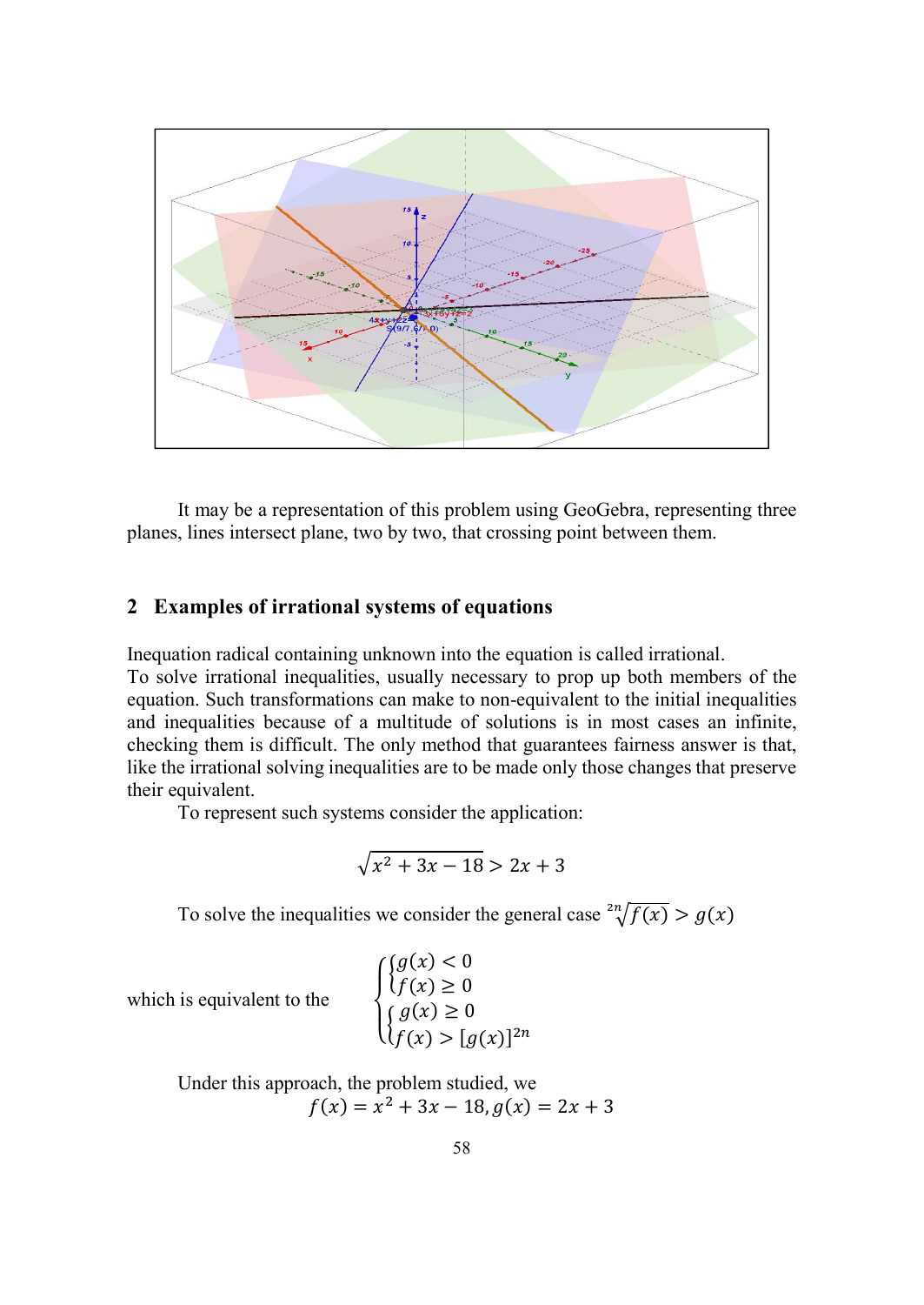It may be a representation of this problem using GeoGebra, representing three planes, lines intersect plane, two by two, that crossing point between them.

## 2 Examples of irrational systems of equations

Inequation radical containing unknown into the equation is called irrational.
To solve irrational inequalities, usually necessary to prop up both members of the equation. Such transformations can make to non-equivalent to the initial inequalities and inequalities because of a multitude of solutions is in most cases an infinite, checking them is difficult. The only method that guarantees fairness answer is that, like the irrational solving inequalities are to be made only those changes that preserve their equivalent.

To represent such systems consider the application:

$$\sqrt{x^2 + 3x - 18} > 2x + 3$$

To solve the inequalities we consider the general case $\sqrt[2n]{f(x)} > g(x)$

which is equivalent to the
$$\left[\begin{cases} g(x) < 0 \\ f(x) \geq 0 \end{cases} \right. \\ \left.\begin{cases} g(x) \geq 0 \\ f(x) > [g(x)]^{2n} \end{cases}\right.$$

Under this approach, the problem studied, we

$$f(x) = x^2 + 3x - 18, g(x) = 2x + 3$$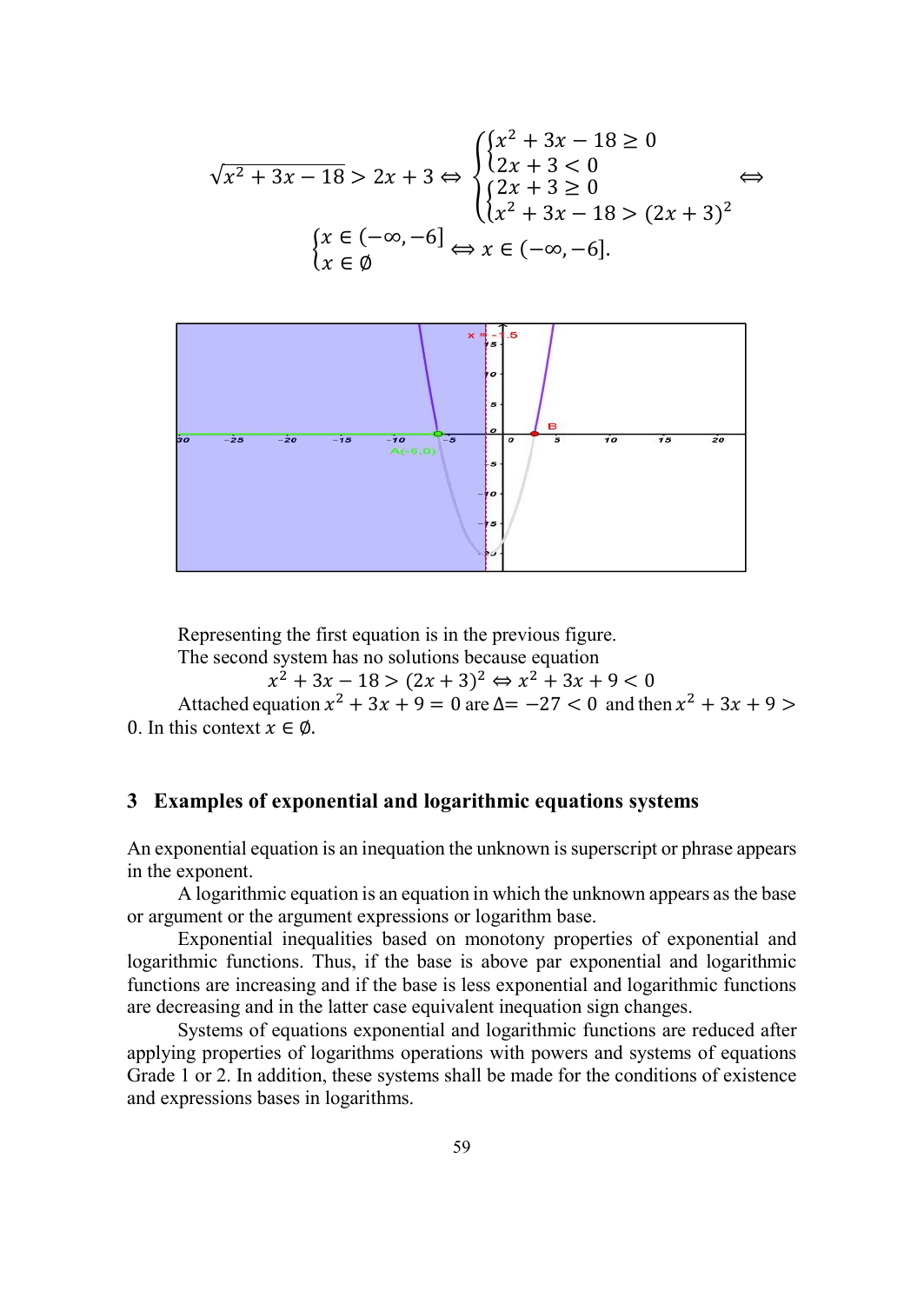$$\sqrt{x^2+3x-18} > 2x+3 \Leftrightarrow \left[\begin{cases} x^2+3x-18 \geq 0 \\ 2x+3 < 0 \end{cases} \atop \begin{cases} 2x+3 \geq 0 \\ x^2+3x-18 > (2x+3)^2 \end{cases}\right. \Leftrightarrow$$

$$\left[\begin{array}{l} x \in (-\infty, -6] \\ x \in \emptyset \end{array}\right. \Leftrightarrow x \in (-\infty, -6].$$

Representing the first equation is in the previous figure.

The second system has no solutions because equation

$$x^2+3x-18 > (2x+3)^2 \Leftrightarrow x^2+3x+9 < 0$$

Attached equation $x^2+3x+9=0$ are $\Delta = -27 < 0$ and then $x^2+3x+9 > 0$. In this context $x \in \emptyset$.

## 3 Examples of exponential and logarithmic equations systems

An exponential equation is an inequation the unknown is superscript or phrase appears in the exponent.

A logarithmic equation is an equation in which the unknown appears as the base or argument or the argument expressions or logarithm base.

Exponential inequalities based on monotony properties of exponential and logarithmic functions. Thus, if the base is above par exponential and logarithmic functions are increasing and if the base is less exponential and logarithmic functions are decreasing and in the latter case equivalent inequation sign changes.

Systems of equations exponential and logarithmic functions are reduced after applying properties of logarithms operations with powers and systems of equations Grade 1 or 2. In addition, these systems shall be made for the conditions of existence and expressions bases in logarithms.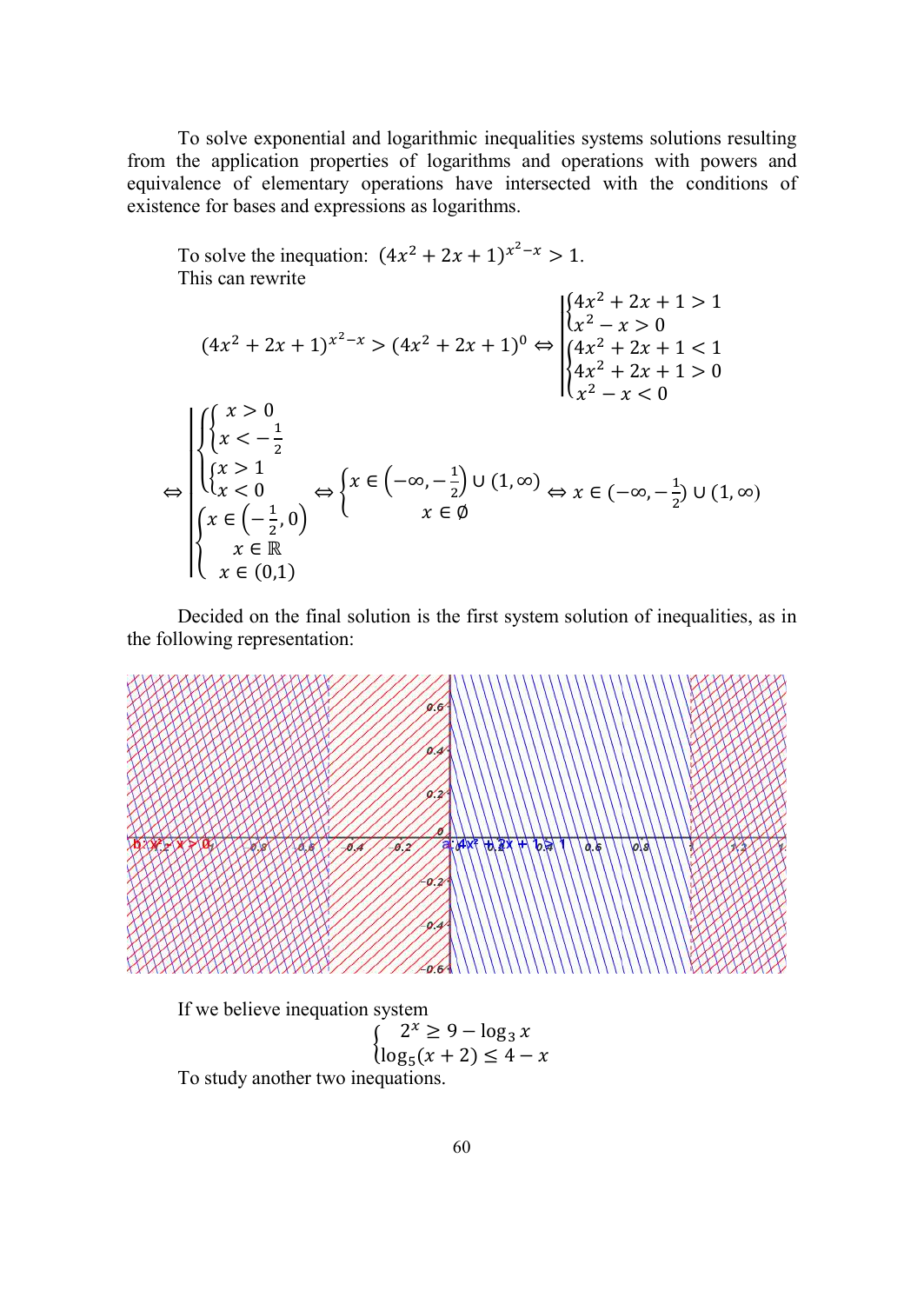To solve exponential and logarithmic inequalities systems solutions resulting from the application properties of logarithms and operations with powers and equivalence of elementary operations have intersected with the conditions of existence for bases and expressions as logarithms.

To solve the inequation: $(4x^2+2x+1)^{x^2-x} > 1$.
This can rewrite

$$(4x^2+2x+1)^{x^2-x} > (4x^2+2x+1)^0 \Leftrightarrow \left[\begin{array}{l} \begin{cases} 4x^2+2x+1 > 1 \\ x^2-x > 0 \end{cases} \\ \begin{cases} 4x^2+2x+1 < 1 \\ 4x^2+2x+1 > 0 \\ x^2-x < 0 \end{cases} \end{array}\right.$$

$$\Leftrightarrow \left[\begin{array}{l} \begin{cases} \begin{cases} x > 0 \\ x < -\frac{1}{2} \end{cases} \\ \begin{cases} x > 1 \\ x < 0 \end{cases} \end{cases} \\ \begin{cases} x \in \left(-\frac{1}{2}, 0\right) \\ x \in \mathbb{R} \\ x \in (0,1) \end{cases} \end{array}\right. \Leftrightarrow \begin{cases} x \in \left(-\infty, -\frac{1}{2}\right) \cup (1, \infty) \\ x \in \emptyset \end{cases} \Leftrightarrow x \in (-\infty, -\tfrac{1}{2}) \cup (1, \infty)$$

Decided on the final solution is the first system solution of inequalities, as in the following representation:

If we believe inequation system

$$\begin{cases} 2^x \geq 9 - \log_3 x \\ \log_5(x+2) \leq 4 - x \end{cases}$$

To study another two inequations.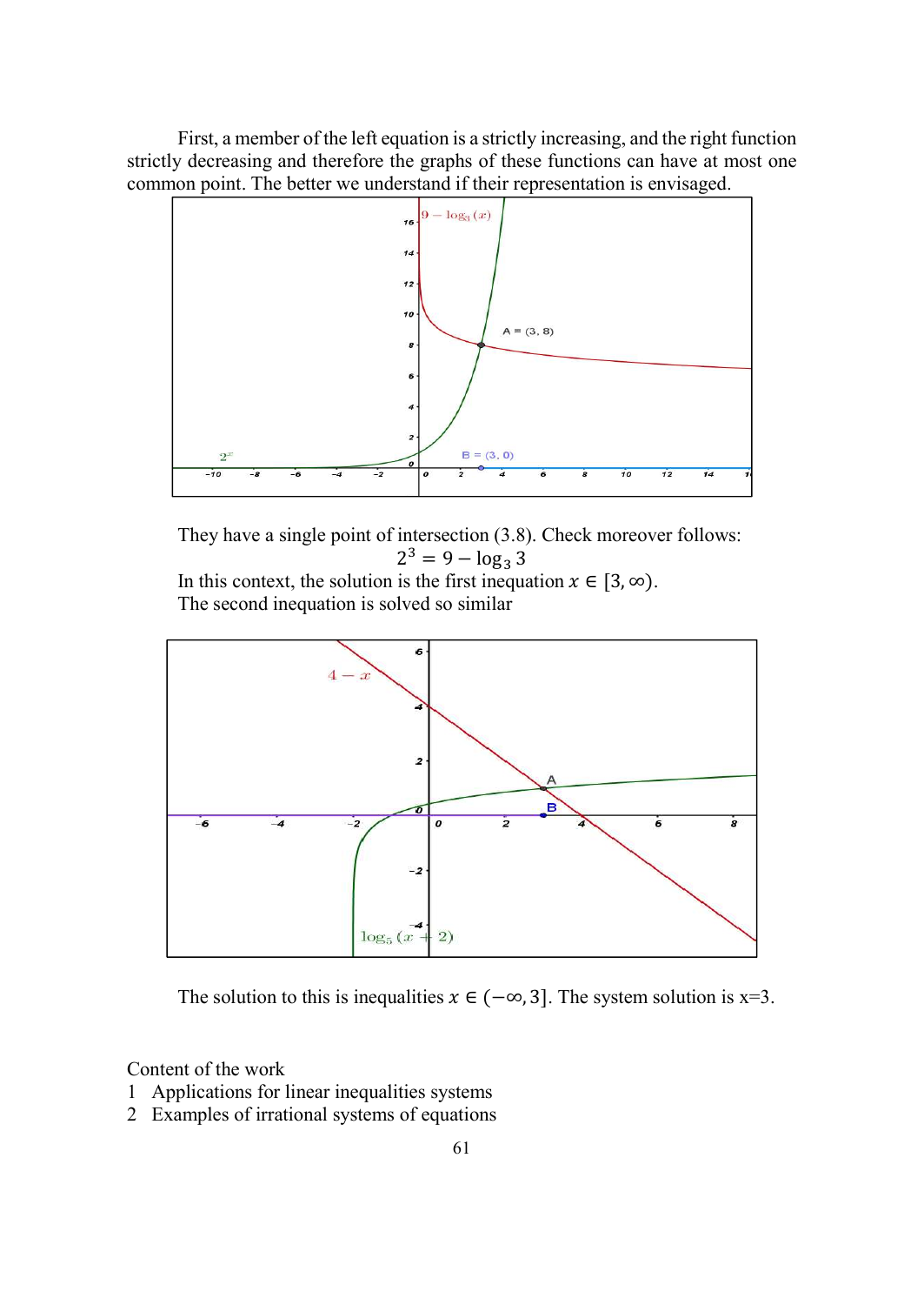First, a member of the left equation is a strictly increasing, and the right function strictly decreasing and therefore the graphs of these functions can have at most one common point. The better we understand if their representation is envisaged.

They have a single point of intersection (3.8). Check moreover follows:

$$2^3 = 9 - \log_3 3$$

In this context, the solution is the first inequation $x \in [3, \infty)$.

The second inequation is solved so similar

The solution to this is inequalities $x \in (-\infty, 3]$. The system solution is x=3.

Content of the work

1 Applications for linear inequalities systems
2 Examples of irrational systems of equations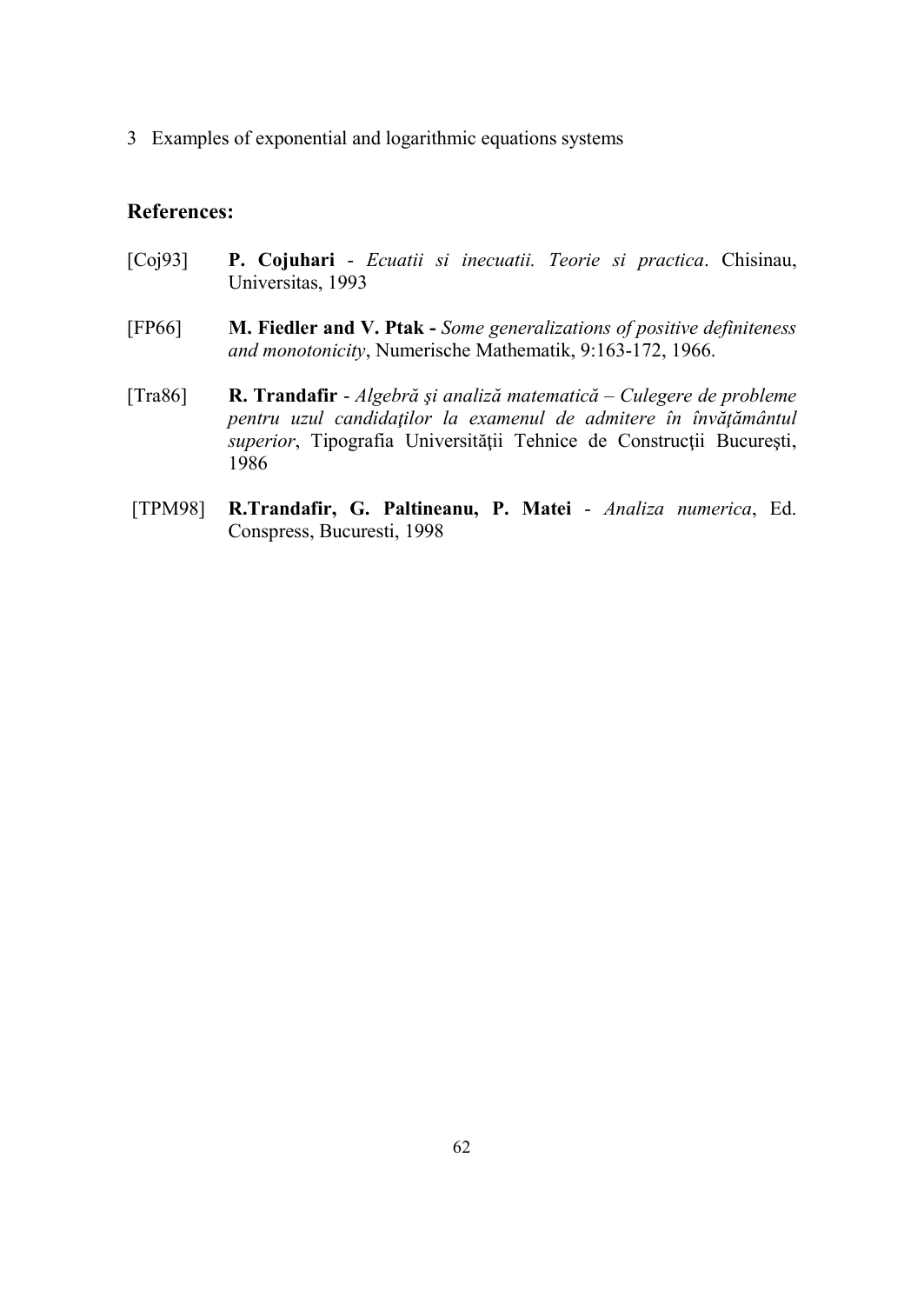3 Examples of exponential and logarithmic equations systems

## References:

[Coj93] **P. Cojuhari** - *Ecuatii si inecuatii. Teorie si practica*. Chisinau, Universitas, 1993

[FP66] **M. Fiedler and V. Ptak -** *Some generalizations of positive definiteness and monotonicity*, Numerische Mathematik, 9:163-172, 1966.

[Tra86] **R. Trandafir** - *Algebră şi analiză matematică – Culegere de probleme pentru uzul candidaţilor la examenul de admitere în învăţământul superior*, Tipografia Universităţii Tehnice de Construcţii Bucureşti, 1986

[TPM98] **R.Trandafir, G. Paltineanu, P. Matei** - *Analiza numerica*, Ed. Conspress, Bucuresti, 1998